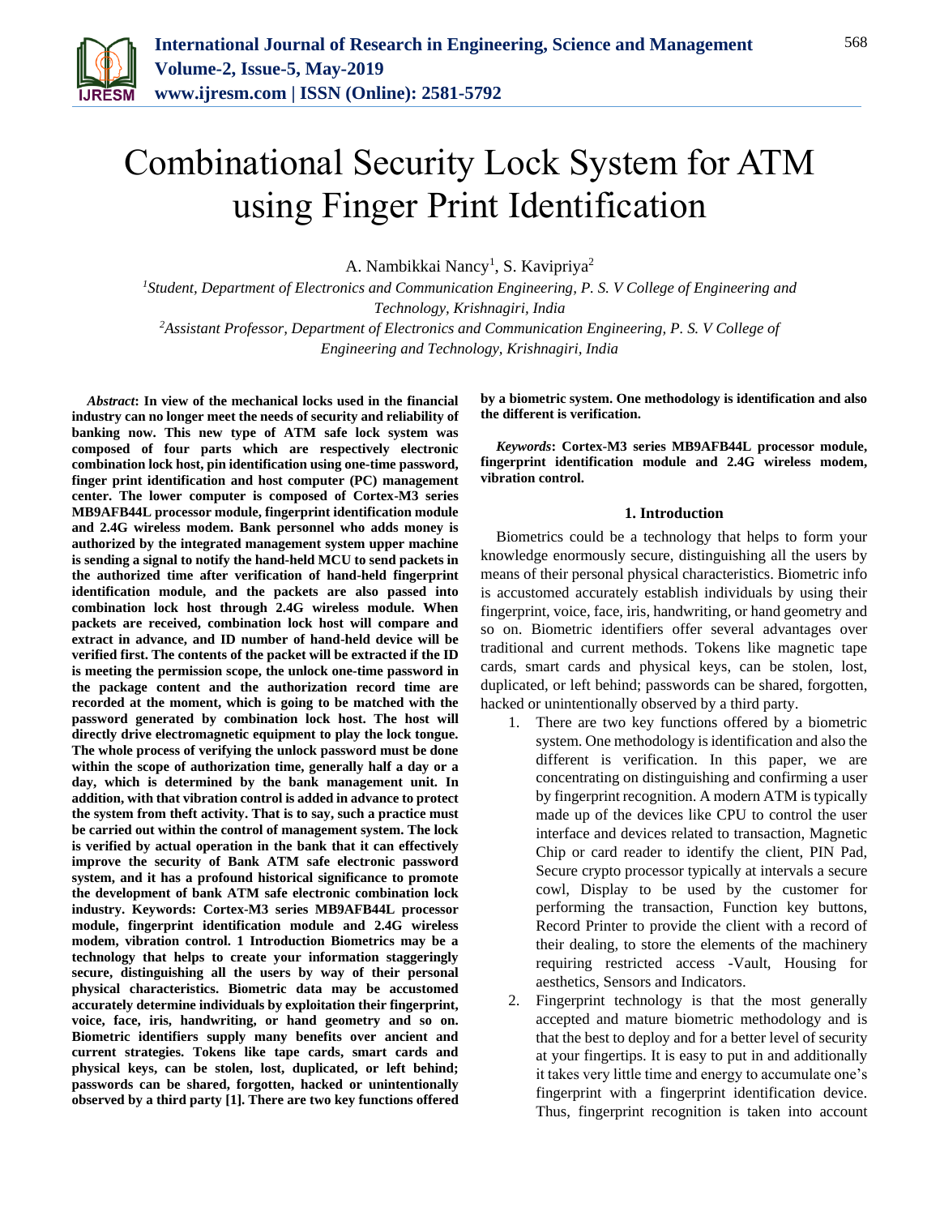# Combinational Security Lock System for ATM using Finger Print Identification

A. Nambikkai Nancy[1], S. Kavipriya[2]

[1]*Student, Department of Electronics and Communication Engineering, P. S. V College of Engineering and Technology, Krishnagiri, India*

[2]*Assistant Professor, Department of Electronics and Communication Engineering, P. S. V College of Engineering and Technology, Krishnagiri, India*

***Abstract*: In view of the mechanical locks used in the financial industry can no longer meet the needs of security and reliability of banking now. This new type of ATM safe lock system was composed of four parts which are respectively electronic combination lock host, pin identification using one-time password, finger print identification and host computer (PC) management center. The lower computer is composed of Cortex-M3 series MB9AFB44L processor module, fingerprint identification module and 2.4G wireless modem. Bank personnel who adds money is authorized by the integrated management system upper machine is sending a signal to notify the hand-held MCU to send packets in the authorized time after verification of hand-held fingerprint identification module, and the packets are also passed into combination lock host through 2.4G wireless module. When packets are received, combination lock host will compare and extract in advance, and ID number of hand-held device will be verified first. The contents of the packet will be extracted if the ID is meeting the permission scope, the unlock one-time password in the package content and the authorization record time are recorded at the moment, which is going to be matched with the password generated by combination lock host. The host will directly drive electromagnetic equipment to play the lock tongue. The whole process of verifying the unlock password must be done within the scope of authorization time, generally half a day or a day, which is determined by the bank management unit. In addition, with that vibration control is added in advance to protect the system from theft activity. That is to say, such a practice must be carried out within the control of management system. The lock is verified by actual operation in the bank that it can effectively improve the security of Bank ATM safe electronic password system, and it has a profound historical significance to promote the development of bank ATM safe electronic combination lock industry. Keywords: Cortex-M3 series MB9AFB44L processor module, fingerprint identification module and 2.4G wireless modem, vibration control. 1 Introduction Biometrics may be a technology that helps to create your information staggeringly secure, distinguishing all the users by way of their personal physical characteristics. Biometric data may be accustomed accurately determine individuals by exploitation their fingerprint, voice, face, iris, handwriting, or hand geometry and so on. Biometric identifiers supply many benefits over ancient and current strategies. Tokens like tape cards, smart cards and physical keys, can be stolen, lost, duplicated, or left behind; passwords can be shared, forgotten, hacked or unintentionally observed by a third party [1]. There are two key functions offered by a biometric system. One methodology is identification and also the different is verification.**

***Keywords*: Cortex-M3 series MB9AFB44L processor module, fingerprint identification module and 2.4G wireless modem, vibration control.**

## 1. Introduction

Biometrics could be a technology that helps to form your knowledge enormously secure, distinguishing all the users by means of their personal physical characteristics. Biometric info is accustomed accurately establish individuals by using their fingerprint, voice, face, iris, handwriting, or hand geometry and so on. Biometric identifiers offer several advantages over traditional and current methods. Tokens like magnetic tape cards, smart cards and physical keys, can be stolen, lost, duplicated, or left behind; passwords can be shared, forgotten, hacked or unintentionally observed by a third party.

1. There are two key functions offered by a biometric system. One methodology is identification and also the different is verification. In this paper, we are concentrating on distinguishing and confirming a user by fingerprint recognition. A modern ATM is typically made up of the devices like CPU to control the user interface and devices related to transaction, Magnetic Chip or card reader to identify the client, PIN Pad, Secure crypto processor typically at intervals a secure cowl, Display to be used by the customer for performing the transaction, Function key buttons, Record Printer to provide the client with a record of their dealing, to store the elements of the machinery requiring restricted access -Vault, Housing for aesthetics, Sensors and Indicators.
2. Fingerprint technology is that the most generally accepted and mature biometric methodology and is that the best to deploy and for a better level of security at your fingertips. It is easy to put in and additionally it takes very little time and energy to accumulate one's fingerprint with a fingerprint identification device. Thus, fingerprint recognition is taken into account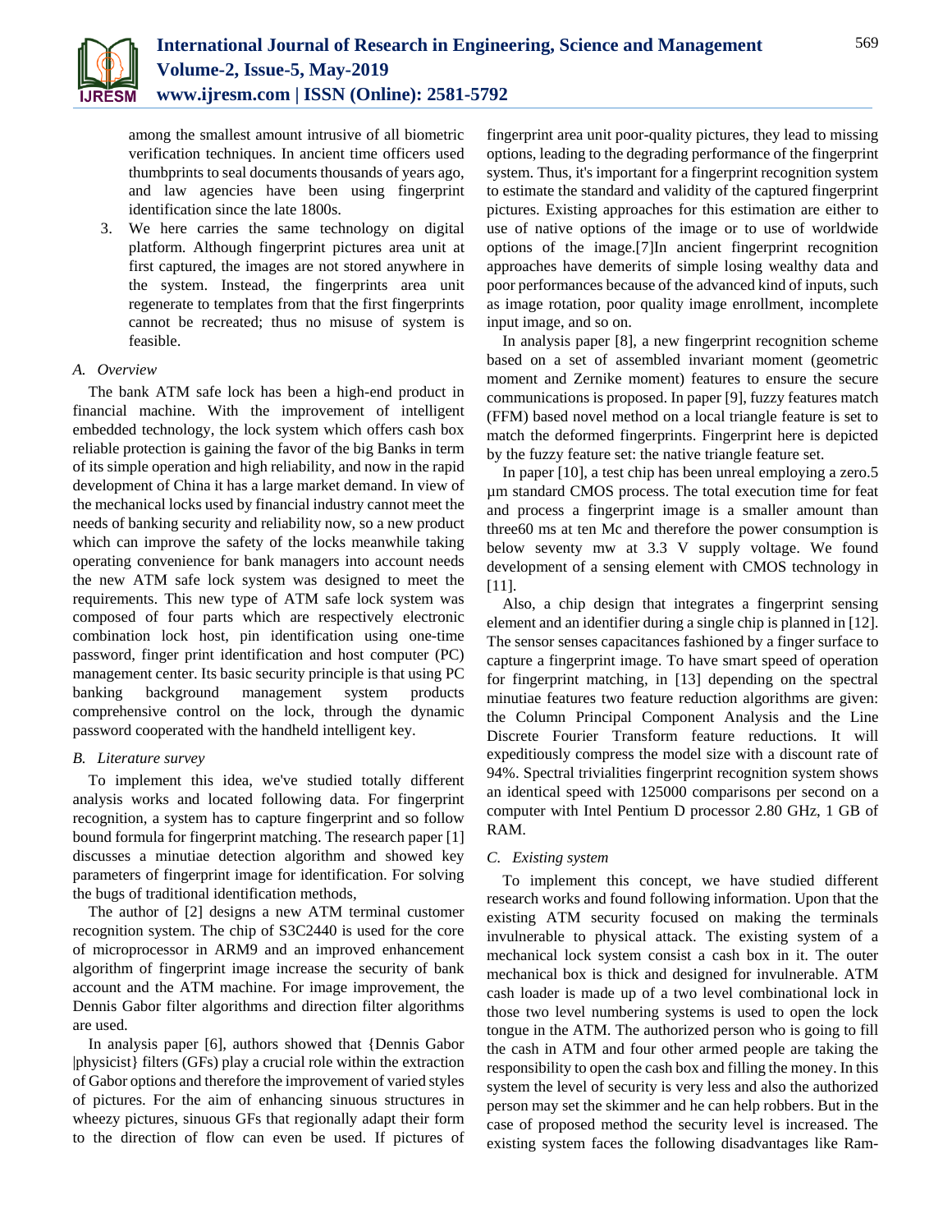among the smallest amount intrusive of all biometric verification techniques. In ancient time officers used thumbprints to seal documents thousands of years ago, and law agencies have been using fingerprint identification since the late 1800s.

3. We here carries the same technology on digital platform. Although fingerprint pictures area unit at first captured, the images are not stored anywhere in the system. Instead, the fingerprints area unit regenerate to templates from that the first fingerprints cannot be recreated; thus no misuse of system is feasible.

### A. Overview

The bank ATM safe lock has been a high-end product in financial machine. With the improvement of intelligent embedded technology, the lock system which offers cash box reliable protection is gaining the favor of the big Banks in term of its simple operation and high reliability, and now in the rapid development of China it has a large market demand. In view of the mechanical locks used by financial industry cannot meet the needs of banking security and reliability now, so a new product which can improve the safety of the locks meanwhile taking operating convenience for bank managers into account needs the new ATM safe lock system was designed to meet the requirements. This new type of ATM safe lock system was composed of four parts which are respectively electronic combination lock host, pin identification using one-time password, finger print identification and host computer (PC) management center. Its basic security principle is that using PC banking background management system products comprehensive control on the lock, through the dynamic password cooperated with the handheld intelligent key.

### B. Literature survey

To implement this idea, we've studied totally different analysis works and located following data. For fingerprint recognition, a system has to capture fingerprint and so follow bound formula for fingerprint matching. The research paper [1] discusses a minutiae detection algorithm and showed key parameters of fingerprint image for identification. For solving the bugs of traditional identification methods,

The author of [2] designs a new ATM terminal customer recognition system. The chip of S3C2440 is used for the core of microprocessor in ARM9 and an improved enhancement algorithm of fingerprint image increase the security of bank account and the ATM machine. For image improvement, the Dennis Gabor filter algorithms and direction filter algorithms are used.

In analysis paper [6], authors showed that {Dennis Gabor |physicist} filters (GFs) play a crucial role within the extraction of Gabor options and therefore the improvement of varied styles of pictures. For the aim of enhancing sinuous structures in wheezy pictures, sinuous GFs that regionally adapt their form to the direction of flow can even be used. If pictures of fingerprint area unit poor-quality pictures, they lead to missing options, leading to the degrading performance of the fingerprint system. Thus, it's important for a fingerprint recognition system to estimate the standard and validity of the captured fingerprint pictures. Existing approaches for this estimation are either to use of native options of the image or to use of worldwide options of the image.[7]In ancient fingerprint recognition approaches have demerits of simple losing wealthy data and poor performances because of the advanced kind of inputs, such as image rotation, poor quality image enrollment, incomplete input image, and so on.

In analysis paper [8], a new fingerprint recognition scheme based on a set of assembled invariant moment (geometric moment and Zernike moment) features to ensure the secure communications is proposed. In paper [9], fuzzy features match (FFM) based novel method on a local triangle feature is set to match the deformed fingerprints. Fingerprint here is depicted by the fuzzy feature set: the native triangle feature set.

In paper [10], a test chip has been unreal employing a zero.5 µm standard CMOS process. The total execution time for feat and process a fingerprint image is a smaller amount than three60 ms at ten Mc and therefore the power consumption is below seventy mw at 3.3 V supply voltage. We found development of a sensing element with CMOS technology in [11].

Also, a chip design that integrates a fingerprint sensing element and an identifier during a single chip is planned in [12]. The sensor senses capacitances fashioned by a finger surface to capture a fingerprint image. To have smart speed of operation for fingerprint matching, in [13] depending on the spectral minutiae features two feature reduction algorithms are given: the Column Principal Component Analysis and the Line Discrete Fourier Transform feature reductions. It will expeditiously compress the model size with a discount rate of 94%. Spectral trivialities fingerprint recognition system shows an identical speed with 125000 comparisons per second on a computer with Intel Pentium D processor 2.80 GHz, 1 GB of RAM.

### C. Existing system

To implement this concept, we have studied different research works and found following information. Upon that the existing ATM security focused on making the terminals invulnerable to physical attack. The existing system of a mechanical lock system consist a cash box in it. The outer mechanical box is thick and designed for invulnerable. ATM cash loader is made up of a two level combinational lock in those two level numbering systems is used to open the lock tongue in the ATM. The authorized person who is going to fill the cash in ATM and four other armed people are taking the responsibility to open the cash box and filling the money. In this system the level of security is very less and also the authorized person may set the skimmer and he can help robbers. But in the case of proposed method the security level is increased. The existing system faces the following disadvantages like Ram-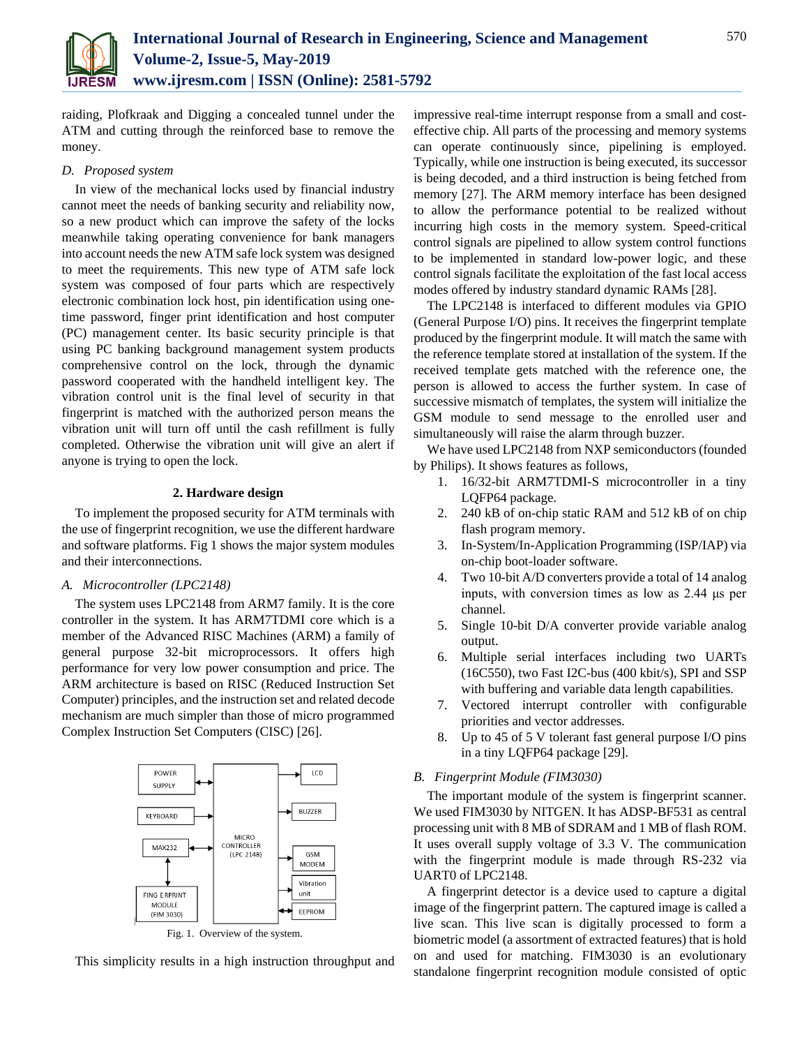raiding, Plofkraak and Digging a concealed tunnel under the ATM and cutting through the reinforced base to remove the money.

*D. Proposed system*

In view of the mechanical locks used by financial industry cannot meet the needs of banking security and reliability now, so a new product which can improve the safety of the locks meanwhile taking operating convenience for bank managers into account needs the new ATM safe lock system was designed to meet the requirements. This new type of ATM safe lock system was composed of four parts which are respectively electronic combination lock host, pin identification using one-time password, finger print identification and host computer (PC) management center. Its basic security principle is that using PC banking background management system products comprehensive control on the lock, through the dynamic password cooperated with the handheld intelligent key. The vibration control unit is the final level of security in that fingerprint is matched with the authorized person means the vibration unit will turn off until the cash refillment is fully completed. Otherwise the vibration unit will give an alert if anyone is trying to open the lock.

## 2. Hardware design

To implement the proposed security for ATM terminals with the use of fingerprint recognition, we use the different hardware and software platforms. Fig 1 shows the major system modules and their interconnections.

*A. Microcontroller (LPC2148)*

The system uses LPC2148 from ARM7 family. It is the core controller in the system. It has ARM7TDMI core which is a member of the Advanced RISC Machines (ARM) a family of general purpose 32-bit microprocessors. It offers high performance for very low power consumption and price. The ARM architecture is based on RISC (Reduced Instruction Set Computer) principles, and the instruction set and related decode mechanism are much simpler than those of micro programmed Complex Instruction Set Computers (CISC) [26].

Fig. 1. Overview of the system.

This simplicity results in a high instruction throughput and impressive real-time interrupt response from a small and cost-effective chip. All parts of the processing and memory systems can operate continuously since, pipelining is employed. Typically, while one instruction is being executed, its successor is being decoded, and a third instruction is being fetched from memory [27]. The ARM memory interface has been designed to allow the performance potential to be realized without incurring high costs in the memory system. Speed-critical control signals are pipelined to allow system control functions to be implemented in standard low-power logic, and these control signals facilitate the exploitation of the fast local access modes offered by industry standard dynamic RAMs [28].

The LPC2148 is interfaced to different modules via GPIO (General Purpose I/O) pins. It receives the fingerprint template produced by the fingerprint module. It will match the same with the reference template stored at installation of the system. If the received template gets matched with the reference one, the person is allowed to access the further system. In case of successive mismatch of templates, the system will initialize the GSM module to send message to the enrolled user and simultaneously will raise the alarm through buzzer.

We have used LPC2148 from NXP semiconductors (founded by Philips). It shows features as follows,

1. 16/32-bit ARM7TDMI-S microcontroller in a tiny LQFP64 package.
2. 240 kB of on-chip static RAM and 512 kB of on chip flash program memory.
3. In-System/In-Application Programming (ISP/IAP) via on-chip boot-loader software.
4. Two 10-bit A/D converters provide a total of 14 analog inputs, with conversion times as low as 2.44 μs per channel.
5. Single 10-bit D/A converter provide variable analog output.
6. Multiple serial interfaces including two UARTs (16C550), two Fast I2C-bus (400 kbit/s), SPI and SSP with buffering and variable data length capabilities.
7. Vectored interrupt controller with configurable priorities and vector addresses.
8. Up to 45 of 5 V tolerant fast general purpose I/O pins in a tiny LQFP64 package [29].

*B. Fingerprint Module (FIM3030)*

The important module of the system is fingerprint scanner. We used FIM3030 by NITGEN. It has ADSP-BF531 as central processing unit with 8 MB of SDRAM and 1 MB of flash ROM. It uses overall supply voltage of 3.3 V. The communication with the fingerprint module is made through RS-232 via UART0 of LPC2148.

A fingerprint detector is a device used to capture a digital image of the fingerprint pattern. The captured image is called a live scan. This live scan is digitally processed to form a biometric model (a assortment of extracted features) that is hold on and used for matching. FIM3030 is an evolutionary standalone fingerprint recognition module consisted of optic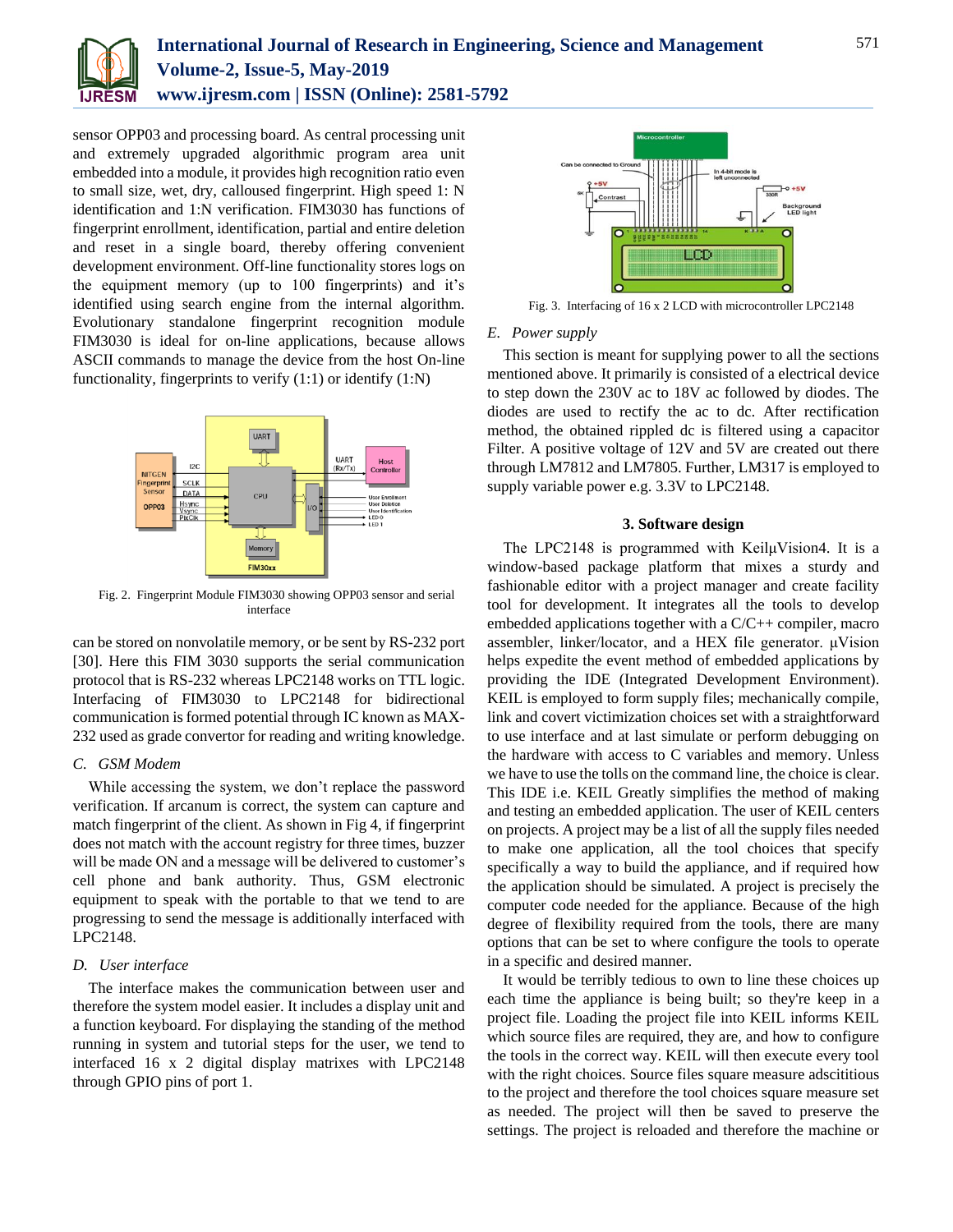sensor OPP03 and processing board. As central processing unit and extremely upgraded algorithmic program area unit embedded into a module, it provides high recognition ratio even to small size, wet, dry, calloused fingerprint. High speed 1: N identification and 1:N verification. FIM3030 has functions of fingerprint enrollment, identification, partial and entire deletion and reset in a single board, thereby offering convenient development environment. Off-line functionality stores logs on the equipment memory (up to 100 fingerprints) and it's identified using search engine from the internal algorithm. Evolutionary standalone fingerprint recognition module FIM3030 is ideal for on-line applications, because allows ASCII commands to manage the device from the host On-line functionality, fingerprints to verify (1:1) or identify (1:N)

Fig. 2. Fingerprint Module FIM3030 showing OPP03 sensor and serial interface

can be stored on nonvolatile memory, or be sent by RS-232 port [30]. Here this FIM 3030 supports the serial communication protocol that is RS-232 whereas LPC2148 works on TTL logic. Interfacing of FIM3030 to LPC2148 for bidirectional communication is formed potential through IC known as MAX-232 used as grade convertor for reading and writing knowledge.

### *C. GSM Modem*

While accessing the system, we don't replace the password verification. If arcanum is correct, the system can capture and match fingerprint of the client. As shown in Fig 4, if fingerprint does not match with the account registry for three times, buzzer will be made ON and a message will be delivered to customer's cell phone and bank authority. Thus, GSM electronic equipment to speak with the portable to that we tend to are progressing to send the message is additionally interfaced with LPC2148.

### *D. User interface*

The interface makes the communication between user and therefore the system model easier. It includes a display unit and a function keyboard. For displaying the standing of the method running in system and tutorial steps for the user, we tend to interfaced 16 x 2 digital display matrixes with LPC2148 through GPIO pins of port 1.

Fig. 3. Interfacing of 16 x 2 LCD with microcontroller LPC2148

### *E. Power supply*

This section is meant for supplying power to all the sections mentioned above. It primarily is consisted of a electrical device to step down the 230V ac to 18V ac followed by diodes. The diodes are used to rectify the ac to dc. After rectification method, the obtained rippled dc is filtered using a capacitor Filter. A positive voltage of 12V and 5V are created out there through LM7812 and LM7805. Further, LM317 is employed to supply variable power e.g. 3.3V to LPC2148.

## 3. Software design

The LPC2148 is programmed with KeilμVision4. It is a window-based package platform that mixes a sturdy and fashionable editor with a project manager and create facility tool for development. It integrates all the tools to develop embedded applications together with a C/C++ compiler, macro assembler, linker/locator, and a HEX file generator. μVision helps expedite the event method of embedded applications by providing the IDE (Integrated Development Environment). KEIL is employed to form supply files; mechanically compile, link and covert victimization choices set with a straightforward to use interface and at last simulate or perform debugging on the hardware with access to C variables and memory. Unless we have to use the tolls on the command line, the choice is clear. This IDE i.e. KEIL Greatly simplifies the method of making and testing an embedded application. The user of KEIL centers on projects. A project may be a list of all the supply files needed to make one application, all the tool choices that specify specifically a way to build the appliance, and if required how the application should be simulated. A project is precisely the computer code needed for the appliance. Because of the high degree of flexibility required from the tools, there are many options that can be set to where configure the tools to operate in a specific and desired manner.

It would be terribly tedious to own to line these choices up each time the appliance is being built; so they're keep in a project file. Loading the project file into KEIL informs KEIL which source files are required, they are, and how to configure the tools in the correct way. KEIL will then execute every tool with the right choices. Source files square measure adscititious to the project and therefore the tool choices square measure set as needed. The project will then be saved to preserve the settings. The project is reloaded and therefore the machine or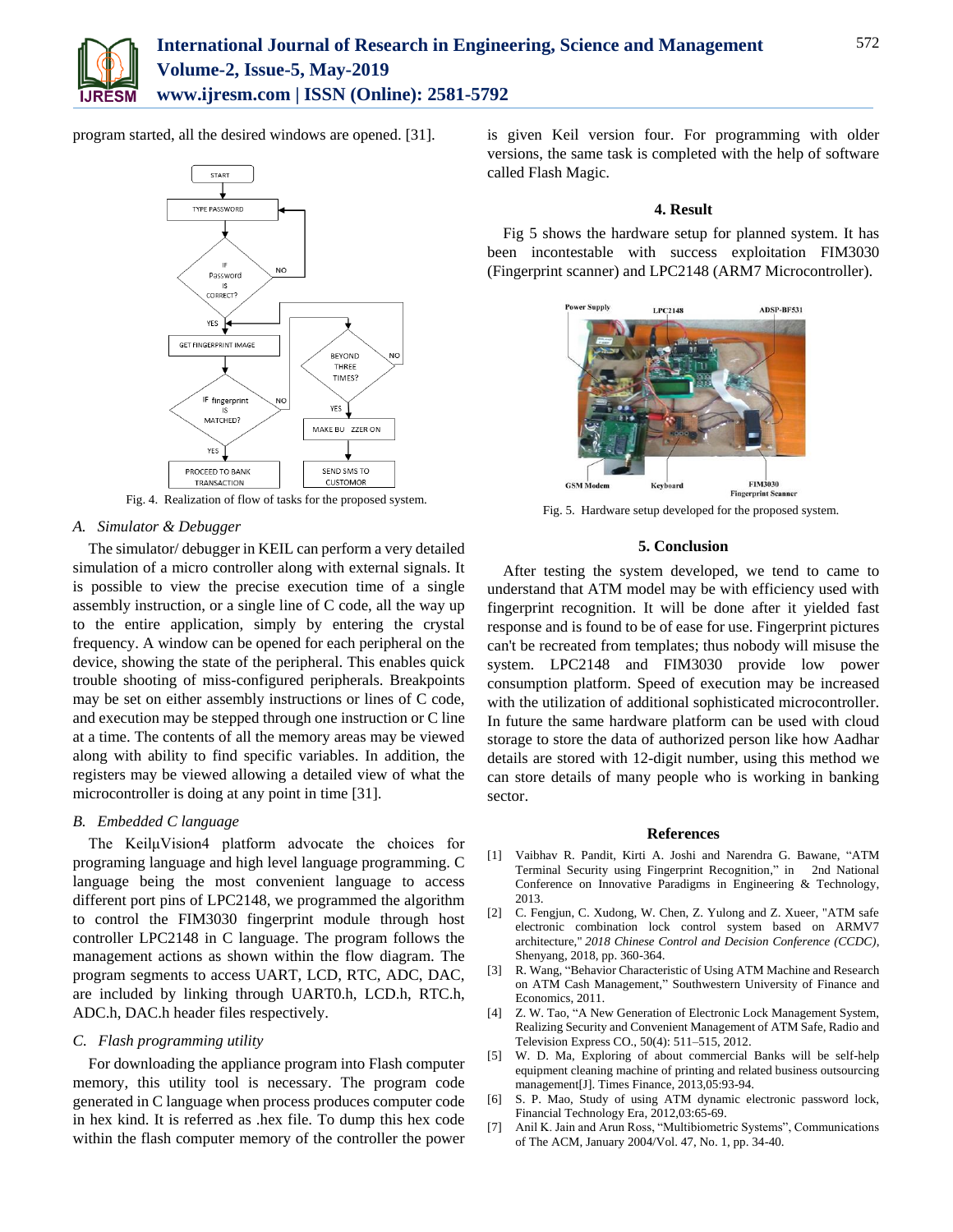program started, all the desired windows are opened. [31].

Fig. 4. Realization of flow of tasks for the proposed system.

### A. Simulator & Debugger

The simulator/ debugger in KEIL can perform a very detailed simulation of a micro controller along with external signals. It is possible to view the precise execution time of a single assembly instruction, or a single line of C code, all the way up to the entire application, simply by entering the crystal frequency. A window can be opened for each peripheral on the device, showing the state of the peripheral. This enables quick trouble shooting of miss-configured peripherals. Breakpoints may be set on either assembly instructions or lines of C code, and execution may be stepped through one instruction or C line at a time. The contents of all the memory areas may be viewed along with ability to find specific variables. In addition, the registers may be viewed allowing a detailed view of what the microcontroller is doing at any point in time [31].

### B. Embedded C language

The KeilµVision4 platform advocate the choices for programing language and high level language programming. C language being the most convenient language to access different port pins of LPC2148, we programmed the algorithm to control the FIM3030 fingerprint module through host controller LPC2148 in C language. The program follows the management actions as shown within the flow diagram. The program segments to access UART, LCD, RTC, ADC, DAC, are included by linking through UART0.h, LCD.h, RTC.h, ADC.h, DAC.h header files respectively.

### C. Flash programming utility

For downloading the appliance program into Flash computer memory, this utility tool is necessary. The program code generated in C language when process produces computer code in hex kind. It is referred as .hex file. To dump this hex code within the flash computer memory of the controller the power is given Keil version four. For programming with older versions, the same task is completed with the help of software called Flash Magic.

## 4. Result

Fig 5 shows the hardware setup for planned system. It has been incontestable with success exploitation FIM3030 (Fingerprint scanner) and LPC2148 (ARM7 Microcontroller).

Fig. 5. Hardware setup developed for the proposed system.

## 5. Conclusion

After testing the system developed, we tend to came to understand that ATM model may be with efficiency used with fingerprint recognition. It will be done after it yielded fast response and is found to be of ease for use. Fingerprint pictures can't be recreated from templates; thus nobody will misuse the system. LPC2148 and FIM3030 provide low power consumption platform. Speed of execution may be increased with the utilization of additional sophisticated microcontroller. In future the same hardware platform can be used with cloud storage to store the data of authorized person like how Aadhar details are stored with 12-digit number, using this method we can store details of many people who is working in banking sector.

## References

[1] Vaibhav R. Pandit, Kirti A. Joshi and Narendra G. Bawane, "ATM Terminal Security using Fingerprint Recognition," in 2nd National Conference on Innovative Paradigms in Engineering & Technology, 2013.

[2] C. Fengjun, C. Xudong, W. Chen, Z. Yulong and Z. Xueer, "ATM safe electronic combination lock control system based on ARMV7 architecture," *2018 Chinese Control and Decision Conference (CCDC)*, Shenyang, 2018, pp. 360-364.

[3] R. Wang, "Behavior Characteristic of Using ATM Machine and Research on ATM Cash Management," Southwestern University of Finance and Economics, 2011.

[4] Z. W. Tao, "A New Generation of Electronic Lock Management System, Realizing Security and Convenient Management of ATM Safe, Radio and Television Express CO., 50(4): 511–515, 2012.

[5] W. D. Ma, Exploring of about commercial Banks will be self-help equipment cleaning machine of printing and related business outsourcing management[J]. Times Finance, 2013,05:93-94.

[6] S. P. Mao, Study of using ATM dynamic electronic password lock, Financial Technology Era, 2012,03:65-69.

[7] Anil K. Jain and Arun Ross, "Multibiometric Systems", Communications of The ACM, January 2004/Vol. 47, No. 1, pp. 34-40.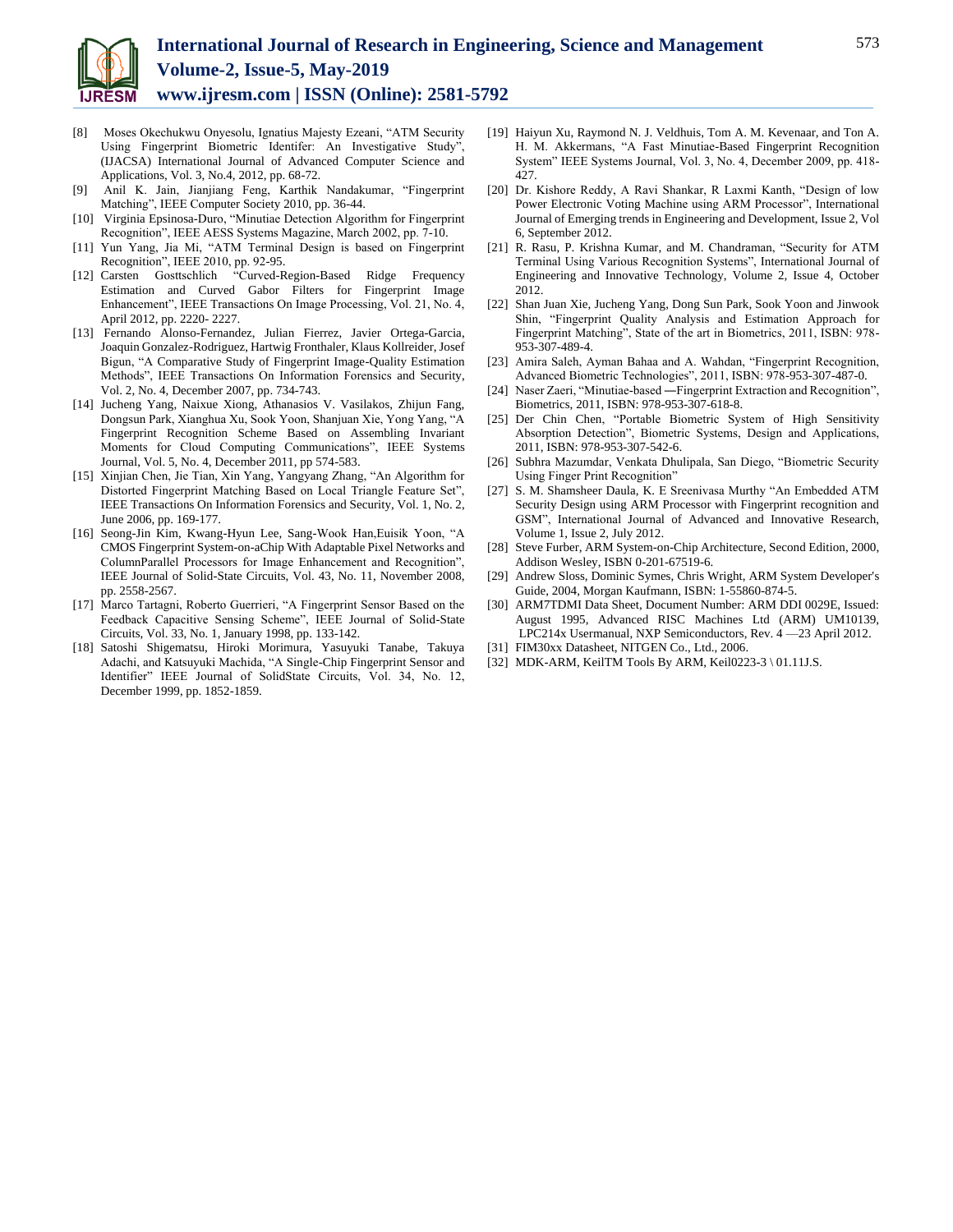[8] Moses Okechukwu Onyesolu, Ignatius Majesty Ezeani, "ATM Security Using Fingerprint Biometric Identifer: An Investigative Study", (IJACSA) International Journal of Advanced Computer Science and Applications, Vol. 3, No.4, 2012, pp. 68-72.

[9] Anil K. Jain, Jianjiang Feng, Karthik Nandakumar, "Fingerprint Matching", IEEE Computer Society 2010, pp. 36-44.

[10] Virginia Epsinosa-Duro, "Minutiae Detection Algorithm for Fingerprint Recognition", IEEE AESS Systems Magazine, March 2002, pp. 7-10.

[11] Yun Yang, Jia Mi, "ATM Terminal Design is based on Fingerprint Recognition", IEEE 2010, pp. 92-95.

[12] Carsten Gosttschlich "Curved-Region-Based Ridge Frequency Estimation and Curved Gabor Filters for Fingerprint Image Enhancement", IEEE Transactions On Image Processing, Vol. 21, No. 4, April 2012, pp. 2220- 2227.

[13] Fernando Alonso-Fernandez, Julian Fierrez, Javier Ortega-Garcia, Joaquin Gonzalez-Rodriguez, Hartwig Fronthaler, Klaus Kollreider, Josef Bigun, "A Comparative Study of Fingerprint Image-Quality Estimation Methods", IEEE Transactions On Information Forensics and Security, Vol. 2, No. 4, December 2007, pp. 734-743.

[14] Jucheng Yang, Naixue Xiong, Athanasios V. Vasilakos, Zhijun Fang, Dongsun Park, Xianghua Xu, Sook Yoon, Shanjuan Xie, Yong Yang, "A Fingerprint Recognition Scheme Based on Assembling Invariant Moments for Cloud Computing Communications", IEEE Systems Journal, Vol. 5, No. 4, December 2011, pp 574-583.

[15] Xinjian Chen, Jie Tian, Xin Yang, Yangyang Zhang, "An Algorithm for Distorted Fingerprint Matching Based on Local Triangle Feature Set", IEEE Transactions On Information Forensics and Security, Vol. 1, No. 2, June 2006, pp. 169-177.

[16] Seong-Jin Kim, Kwang-Hyun Lee, Sang-Wook Han,Euisik Yoon, "A CMOS Fingerprint System-on-aChip With Adaptable Pixel Networks and ColumnParallel Processors for Image Enhancement and Recognition", IEEE Journal of Solid-State Circuits, Vol. 43, No. 11, November 2008, pp. 2558-2567.

[17] Marco Tartagni, Roberto Guerrieri, "A Fingerprint Sensor Based on the Feedback Capacitive Sensing Scheme", IEEE Journal of Solid-State Circuits, Vol. 33, No. 1, January 1998, pp. 133-142.

[18] Satoshi Shigematsu, Hiroki Morimura, Yasuyuki Tanabe, Takuya Adachi, and Katsuyuki Machida, "A Single-Chip Fingerprint Sensor and Identifier" IEEE Journal of SolidState Circuits, Vol. 34, No. 12, December 1999, pp. 1852-1859.

[19] Haiyun Xu, Raymond N. J. Veldhuis, Tom A. M. Kevenaar, and Ton A. H. M. Akkermans, "A Fast Minutiae-Based Fingerprint Recognition System" IEEE Systems Journal, Vol. 3, No. 4, December 2009, pp. 418-427.

[20] Dr. Kishore Reddy, A Ravi Shankar, R Laxmi Kanth, "Design of low Power Electronic Voting Machine using ARM Processor", International Journal of Emerging trends in Engineering and Development, Issue 2, Vol 6, September 2012.

[21] R. Rasu, P. Krishna Kumar, and M. Chandraman, "Security for ATM Terminal Using Various Recognition Systems", International Journal of Engineering and Innovative Technology, Volume 2, Issue 4, October 2012.

[22] Shan Juan Xie, Jucheng Yang, Dong Sun Park, Sook Yoon and Jinwook Shin, "Fingerprint Quality Analysis and Estimation Approach for Fingerprint Matching", State of the art in Biometrics, 2011, ISBN: 978-953-307-489-4.

[23] Amira Saleh, Ayman Bahaa and A. Wahdan, "Fingerprint Recognition, Advanced Biometric Technologies", 2011, ISBN: 978-953-307-487-0.

[24] Naser Zaeri, "Minutiae-based ―Fingerprint Extraction and Recognition", Biometrics, 2011, ISBN: 978-953-307-618-8.

[25] Der Chin Chen, "Portable Biometric System of High Sensitivity Absorption Detection", Biometric Systems, Design and Applications, 2011, ISBN: 978-953-307-542-6.

[26] Subhra Mazumdar, Venkata Dhulipala, San Diego, "Biometric Security Using Finger Print Recognition"

[27] S. M. Shamsheer Daula, K. E Sreenivasa Murthy "An Embedded ATM Security Design using ARM Processor with Fingerprint recognition and GSM", International Journal of Advanced and Innovative Research, Volume 1, Issue 2, July 2012.

[28] Steve Furber, ARM System-on-Chip Architecture, Second Edition, 2000, Addison Wesley, ISBN 0-201-67519-6.

[29] Andrew Sloss, Dominic Symes, Chris Wright, ARM System Developer's Guide, 2004, Morgan Kaufmann, ISBN: 1-55860-874-5.

[30] ARM7TDMI Data Sheet, Document Number: ARM DDI 0029E, Issued: August 1995, Advanced RISC Machines Ltd (ARM) UM10139, LPC214x Usermanual, NXP Semiconductors, Rev. 4 —23 April 2012.

[31] FIM30xx Datasheet, NITGEN Co., Ltd., 2006.

[32] MDK-ARM, KeilTM Tools By ARM, Keil0223-3 \ 01.11J.S.